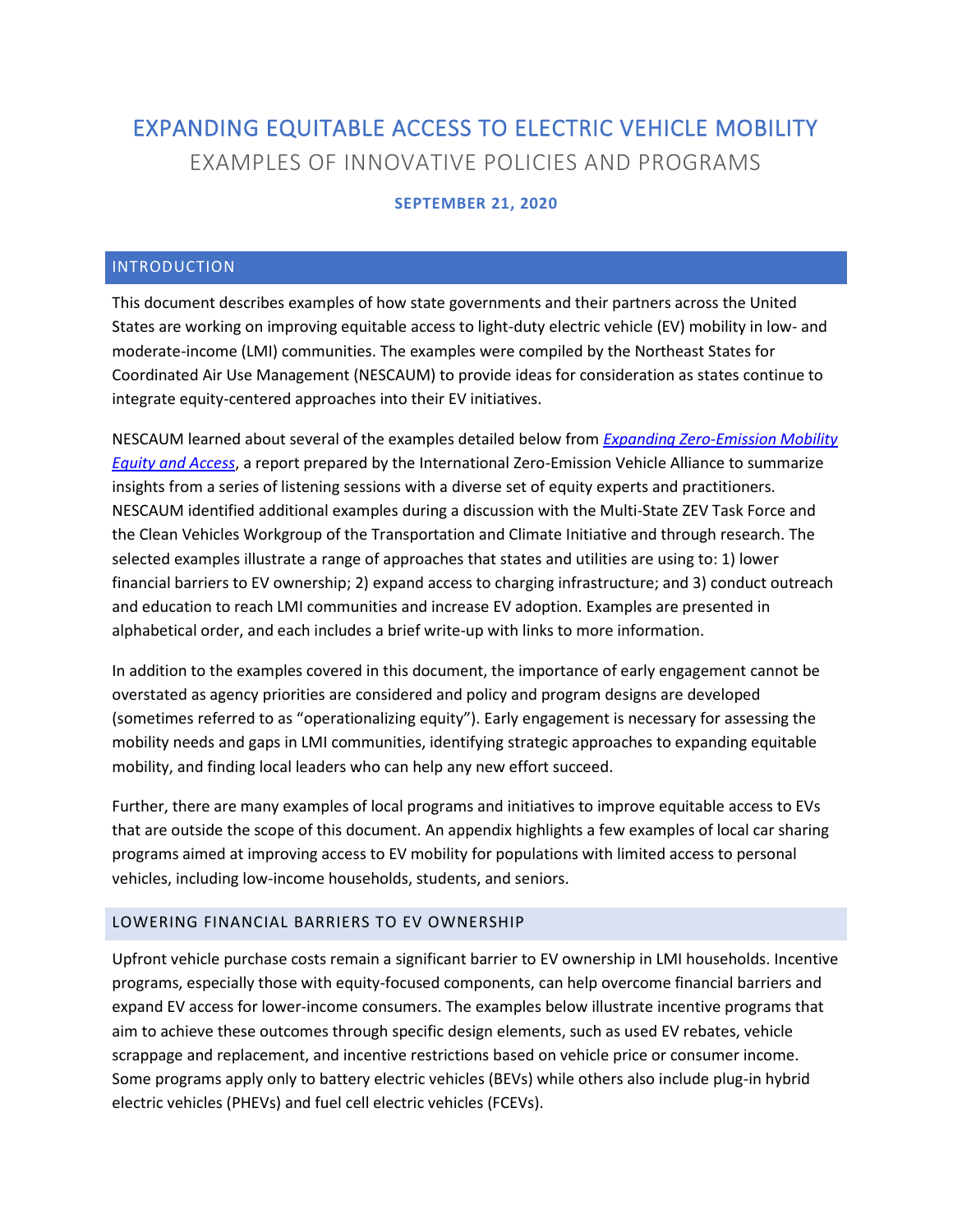# EXPANDING EQUITABLE ACCESS TO ELECTRIC VEHICLE MOBILITY

EXAMPLES OF INNOVATIVE POLICIES AND PROGRAMS

**SEPTEMBER 21, 2020**

## INTRODUCTION

This document describes examples of how state governments and their partners across the United States are working on improving equitable access to light-duty electric vehicle (EV) mobility in low- and moderate-income (LMI) communities. The examples were compiled by the Northeast States for Coordinated Air Use Management (NESCAUM) to provide ideas for consideration as states continue to integrate equity-centered approaches into their EV initiatives.

NESCAUM learned about several of the examples detailed below from *Expanding Zero-Emission Mobility Equity and Access*, a report prepared by the International Zero-Emission Vehicle Alliance to summarize insights from a series of listening sessions with a diverse set of equity experts and practitioners. NESCAUM identified additional examples during a discussion with the Multi-State ZEV Task Force and the Clean Vehicles Workgroup of the Transportation and Climate Initiative and through research. The selected examples illustrate a range of approaches that states and utilities are using to: 1) lower financial barriers to EV ownership; 2) expand access to charging infrastructure; and 3) conduct outreach and education to reach LMI communities and increase EV adoption. Examples are presented in alphabetical order, and each includes a brief write-up with links to more information.

In addition to the examples covered in this document, the importance of early engagement cannot be overstated as agency priorities are considered and policy and program designs are developed (sometimes referred to as "operationalizing equity"). Early engagement is necessary for assessing the mobility needs and gaps in LMI communities, identifying strategic approaches to expanding equitable mobility, and finding local leaders who can help any new effort succeed.

Further, there are many examples of local programs and initiatives to improve equitable access to EVs that are outside the scope of this document. An appendix highlights a few examples of local car sharing programs aimed at improving access to EV mobility for populations with limited access to personal vehicles, including low-income households, students, and seniors.

## LOWERING FINANCIAL BARRIERS TO EV OWNERSHIP

Upfront vehicle purchase costs remain a significant barrier to EV ownership in LMI households. Incentive programs, especially those with equity-focused components, can help overcome financial barriers and expand EV access for lower-income consumers. The examples below illustrate incentive programs that aim to achieve these outcomes through specific design elements, such as used EV rebates, vehicle scrappage and replacement, and incentive restrictions based on vehicle price or consumer income. Some programs apply only to battery electric vehicles (BEVs) while others also include plug-in hybrid electric vehicles (PHEVs) and fuel cell electric vehicles (FCEVs).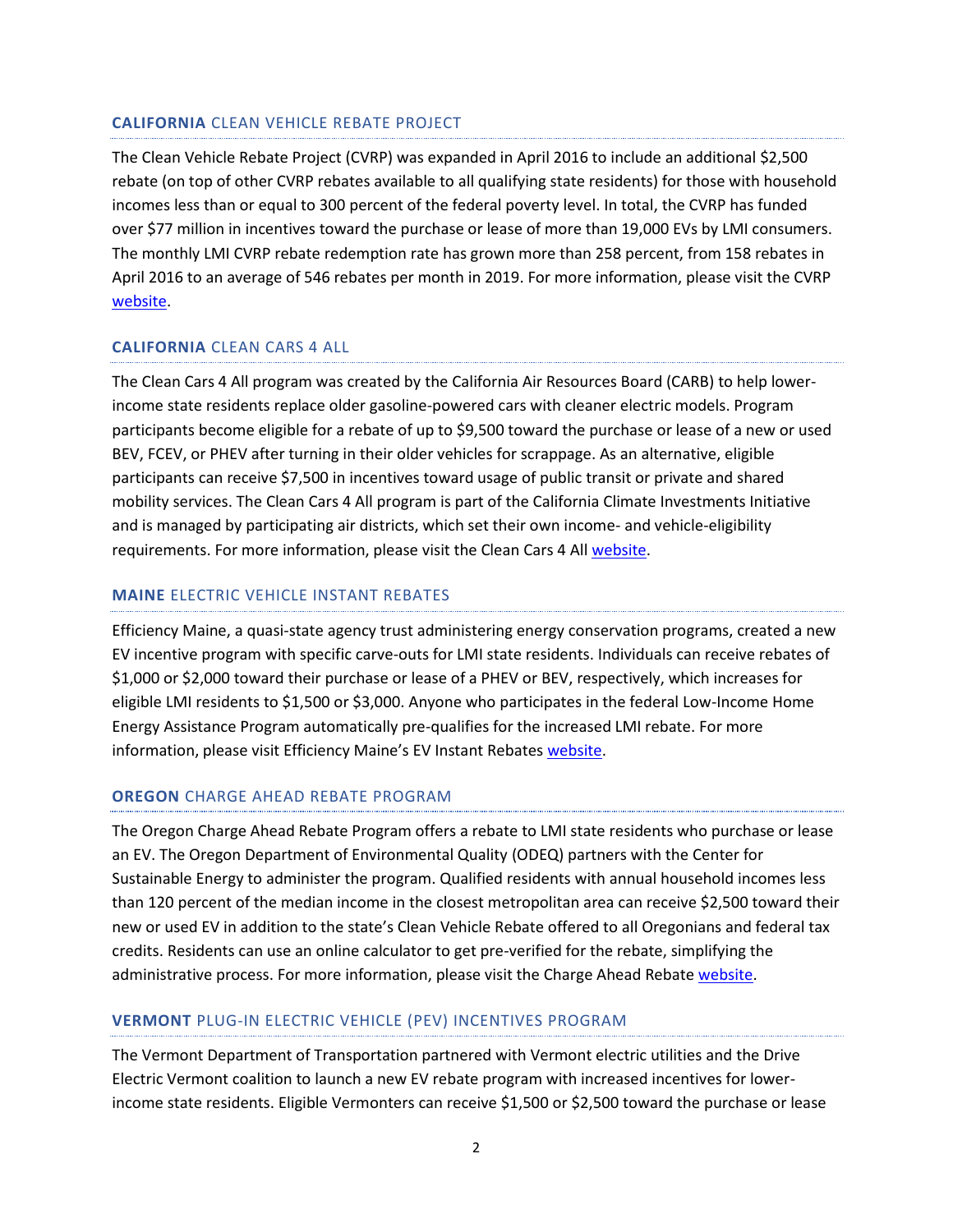### **CALIFORNIA** CLEAN VEHICLE REBATE PROJECT

The Clean Vehicle Rebate Project (CVRP) was expanded in April 2016 to include an additional $2,500 rebate (on top of other CVRP rebates available to all qualifying state residents) for those with household incomes less than or equal to 300 percent of the federal poverty level. In total, the CVRP has funded over $77 million in incentives toward the purchase or lease of more than 19,000 EVs by LMI consumers. The monthly LMI CVRP rebate redemption rate has grown more than 258 percent, from 158 rebates in April 2016 to an average of 546 rebates per month in 2019. For more information, please visit the CVRP website.

### **CALIFORNIA** CLEAN CARS 4 ALL

The Clean Cars 4 All program was created by the California Air Resources Board (CARB) to help lower-income state residents replace older gasoline-powered cars with cleaner electric models. Program participants become eligible for a rebate of up to $9,500 toward the purchase or lease of a new or used BEV, FCEV, or PHEV after turning in their older vehicles for scrappage. As an alternative, eligible participants can receive $7,500 in incentives toward usage of public transit or private and shared mobility services. The Clean Cars 4 All program is part of the California Climate Investments Initiative and is managed by participating air districts, which set their own income- and vehicle-eligibility requirements. For more information, please visit the Clean Cars 4 All website.

### **MAINE** ELECTRIC VEHICLE INSTANT REBATES

Efficiency Maine, a quasi-state agency trust administering energy conservation programs, created a new EV incentive program with specific carve-outs for LMI state residents. Individuals can receive rebates of $1,000 or $2,000 toward their purchase or lease of a PHEV or BEV, respectively, which increases for eligible LMI residents to $1,500 or $3,000. Anyone who participates in the federal Low-Income Home Energy Assistance Program automatically pre-qualifies for the increased LMI rebate. For more information, please visit Efficiency Maine's EV Instant Rebates website.

### **OREGON** CHARGE AHEAD REBATE PROGRAM

The Oregon Charge Ahead Rebate Program offers a rebate to LMI state residents who purchase or lease an EV. The Oregon Department of Environmental Quality (ODEQ) partners with the Center for Sustainable Energy to administer the program. Qualified residents with annual household incomes less than 120 percent of the median income in the closest metropolitan area can receive $2,500 toward their new or used EV in addition to the state's Clean Vehicle Rebate offered to all Oregonians and federal tax credits. Residents can use an online calculator to get pre-verified for the rebate, simplifying the administrative process. For more information, please visit the Charge Ahead Rebate website.

### **VERMONT** PLUG-IN ELECTRIC VEHICLE (PEV) INCENTIVES PROGRAM

The Vermont Department of Transportation partnered with Vermont electric utilities and the Drive Electric Vermont coalition to launch a new EV rebate program with increased incentives for lower-income state residents. Eligible Vermonters can receive $1,500 or $2,500 toward the purchase or lease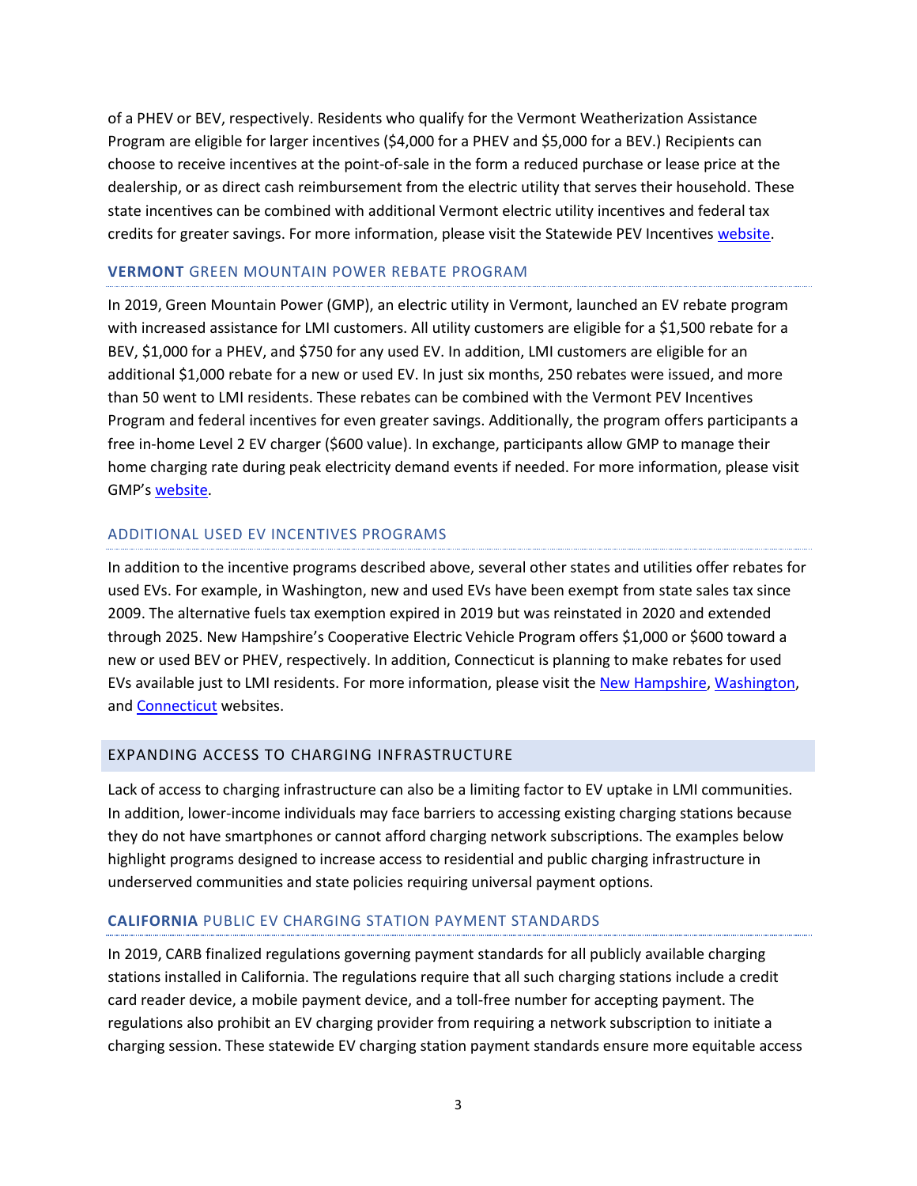of a PHEV or BEV, respectively. Residents who qualify for the Vermont Weatherization Assistance Program are eligible for larger incentives ($4,000 for a PHEV and $5,000 for a BEV.) Recipients can choose to receive incentives at the point-of-sale in the form a reduced purchase or lease price at the dealership, or as direct cash reimbursement from the electric utility that serves their household. These state incentives can be combined with additional Vermont electric utility incentives and federal tax credits for greater savings. For more information, please visit the Statewide PEV Incentives website.

### **VERMONT** GREEN MOUNTAIN POWER REBATE PROGRAM

In 2019, Green Mountain Power (GMP), an electric utility in Vermont, launched an EV rebate program with increased assistance for LMI customers. All utility customers are eligible for a $1,500 rebate for a BEV, $1,000 for a PHEV, and $750 for any used EV. In addition, LMI customers are eligible for an additional $1,000 rebate for a new or used EV. In just six months, 250 rebates were issued, and more than 50 went to LMI residents. These rebates can be combined with the Vermont PEV Incentives Program and federal incentives for even greater savings. Additionally, the program offers participants a free in-home Level 2 EV charger ($600 value). In exchange, participants allow GMP to manage their home charging rate during peak electricity demand events if needed. For more information, please visit GMP's website.

### ADDITIONAL USED EV INCENTIVES PROGRAMS

In addition to the incentive programs described above, several other states and utilities offer rebates for used EVs. For example, in Washington, new and used EVs have been exempt from state sales tax since 2009. The alternative fuels tax exemption expired in 2019 but was reinstated in 2020 and extended through 2025. New Hampshire's Cooperative Electric Vehicle Program offers $1,000 or $600 toward a new or used BEV or PHEV, respectively. In addition, Connecticut is planning to make rebates for used EVs available just to LMI residents. For more information, please visit the New Hampshire, Washington, and Connecticut websites.

## EXPANDING ACCESS TO CHARGING INFRASTRUCTURE

Lack of access to charging infrastructure can also be a limiting factor to EV uptake in LMI communities. In addition, lower-income individuals may face barriers to accessing existing charging stations because they do not have smartphones or cannot afford charging network subscriptions. The examples below highlight programs designed to increase access to residential and public charging infrastructure in underserved communities and state policies requiring universal payment options.

### **CALIFORNIA** PUBLIC EV CHARGING STATION PAYMENT STANDARDS

In 2019, CARB finalized regulations governing payment standards for all publicly available charging stations installed in California. The regulations require that all such charging stations include a credit card reader device, a mobile payment device, and a toll-free number for accepting payment. The regulations also prohibit an EV charging provider from requiring a network subscription to initiate a charging session. These statewide EV charging station payment standards ensure more equitable access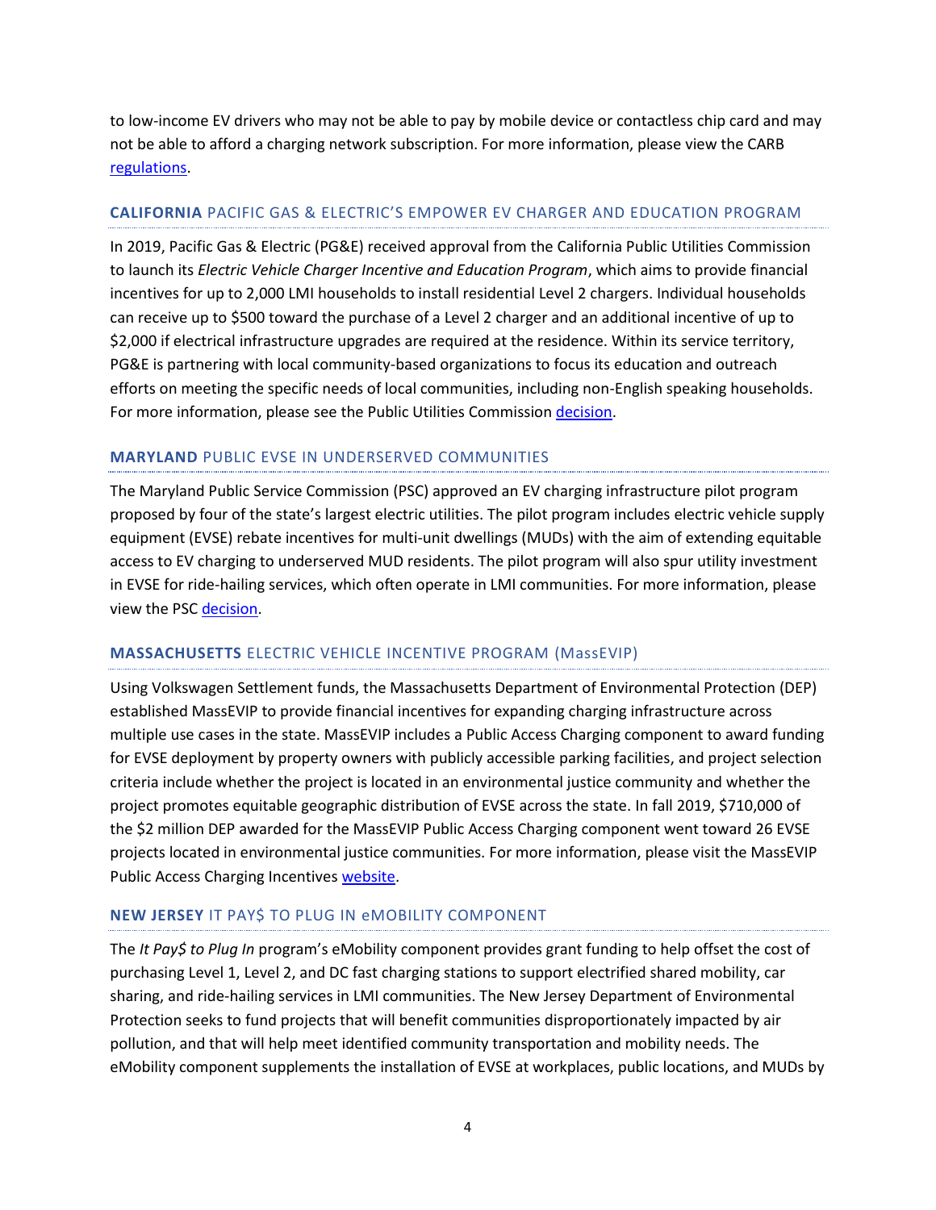to low-income EV drivers who may not be able to pay by mobile device or contactless chip card and may not be able to afford a charging network subscription. For more information, please view the CARB regulations.

### **CALIFORNIA** PACIFIC GAS & ELECTRIC'S EMPOWER EV CHARGER AND EDUCATION PROGRAM

In 2019, Pacific Gas & Electric (PG&E) received approval from the California Public Utilities Commission to launch its *Electric Vehicle Charger Incentive and Education Program*, which aims to provide financial incentives for up to 2,000 LMI households to install residential Level 2 chargers. Individual households can receive up to $500 toward the purchase of a Level 2 charger and an additional incentive of up to $2,000 if electrical infrastructure upgrades are required at the residence. Within its service territory, PG&E is partnering with local community-based organizations to focus its education and outreach efforts on meeting the specific needs of local communities, including non-English speaking households. For more information, please see the Public Utilities Commission decision.

### **MARYLAND** PUBLIC EVSE IN UNDERSERVED COMMUNITIES

The Maryland Public Service Commission (PSC) approved an EV charging infrastructure pilot program proposed by four of the state's largest electric utilities. The pilot program includes electric vehicle supply equipment (EVSE) rebate incentives for multi-unit dwellings (MUDs) with the aim of extending equitable access to EV charging to underserved MUD residents. The pilot program will also spur utility investment in EVSE for ride-hailing services, which often operate in LMI communities. For more information, please view the PSC decision.

### **MASSACHUSETTS** ELECTRIC VEHICLE INCENTIVE PROGRAM (MassEVIP)

Using Volkswagen Settlement funds, the Massachusetts Department of Environmental Protection (DEP) established MassEVIP to provide financial incentives for expanding charging infrastructure across multiple use cases in the state. MassEVIP includes a Public Access Charging component to award funding for EVSE deployment by property owners with publicly accessible parking facilities, and project selection criteria include whether the project is located in an environmental justice community and whether the project promotes equitable geographic distribution of EVSE across the state. In fall 2019, $710,000 of the $2 million DEP awarded for the MassEVIP Public Access Charging component went toward 26 EVSE projects located in environmental justice communities. For more information, please visit the MassEVIP Public Access Charging Incentives website.

### **NEW JERSEY** IT PAY$ TO PLUG IN eMOBILITY COMPONENT

The *It Pay$ to Plug In* program's eMobility component provides grant funding to help offset the cost of purchasing Level 1, Level 2, and DC fast charging stations to support electrified shared mobility, car sharing, and ride-hailing services in LMI communities. The New Jersey Department of Environmental Protection seeks to fund projects that will benefit communities disproportionately impacted by air pollution, and that will help meet identified community transportation and mobility needs. The eMobility component supplements the installation of EVSE at workplaces, public locations, and MUDs by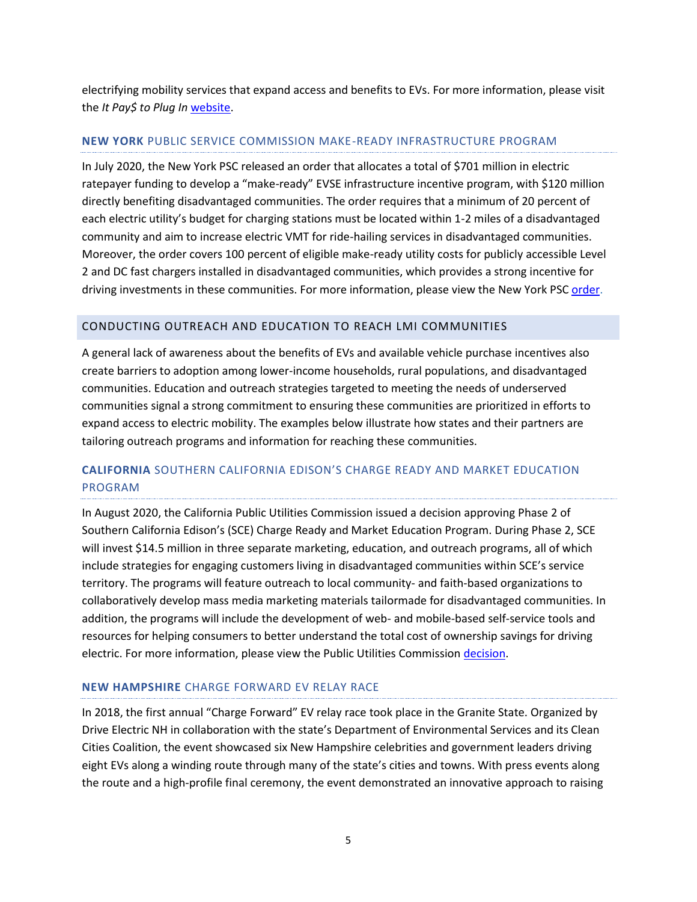electrifying mobility services that expand access and benefits to EVs. For more information, please visit the *It Pay$ to Plug In* website.

### **NEW YORK** PUBLIC SERVICE COMMISSION MAKE-READY INFRASTRUCTURE PROGRAM

In July 2020, the New York PSC released an order that allocates a total of $701 million in electric ratepayer funding to develop a "make-ready" EVSE infrastructure incentive program, with $120 million directly benefiting disadvantaged communities. The order requires that a minimum of 20 percent of each electric utility's budget for charging stations must be located within 1-2 miles of a disadvantaged community and aim to increase electric VMT for ride-hailing services in disadvantaged communities. Moreover, the order covers 100 percent of eligible make-ready utility costs for publicly accessible Level 2 and DC fast chargers installed in disadvantaged communities, which provides a strong incentive for driving investments in these communities. For more information, please view the New York PSC order.

## CONDUCTING OUTREACH AND EDUCATION TO REACH LMI COMMUNITIES

A general lack of awareness about the benefits of EVs and available vehicle purchase incentives also create barriers to adoption among lower-income households, rural populations, and disadvantaged communities. Education and outreach strategies targeted to meeting the needs of underserved communities signal a strong commitment to ensuring these communities are prioritized in efforts to expand access to electric mobility. The examples below illustrate how states and their partners are tailoring outreach programs and information for reaching these communities.

### **CALIFORNIA** SOUTHERN CALIFORNIA EDISON'S CHARGE READY AND MARKET EDUCATION PROGRAM

In August 2020, the California Public Utilities Commission issued a decision approving Phase 2 of Southern California Edison's (SCE) Charge Ready and Market Education Program. During Phase 2, SCE will invest $14.5 million in three separate marketing, education, and outreach programs, all of which include strategies for engaging customers living in disadvantaged communities within SCE's service territory. The programs will feature outreach to local community- and faith-based organizations to collaboratively develop mass media marketing materials tailormade for disadvantaged communities. In addition, the programs will include the development of web- and mobile-based self-service tools and resources for helping consumers to better understand the total cost of ownership savings for driving electric. For more information, please view the Public Utilities Commission decision.

### **NEW HAMPSHIRE** CHARGE FORWARD EV RELAY RACE

In 2018, the first annual "Charge Forward" EV relay race took place in the Granite State. Organized by Drive Electric NH in collaboration with the state's Department of Environmental Services and its Clean Cities Coalition, the event showcased six New Hampshire celebrities and government leaders driving eight EVs along a winding route through many of the state's cities and towns. With press events along the route and a high-profile final ceremony, the event demonstrated an innovative approach to raising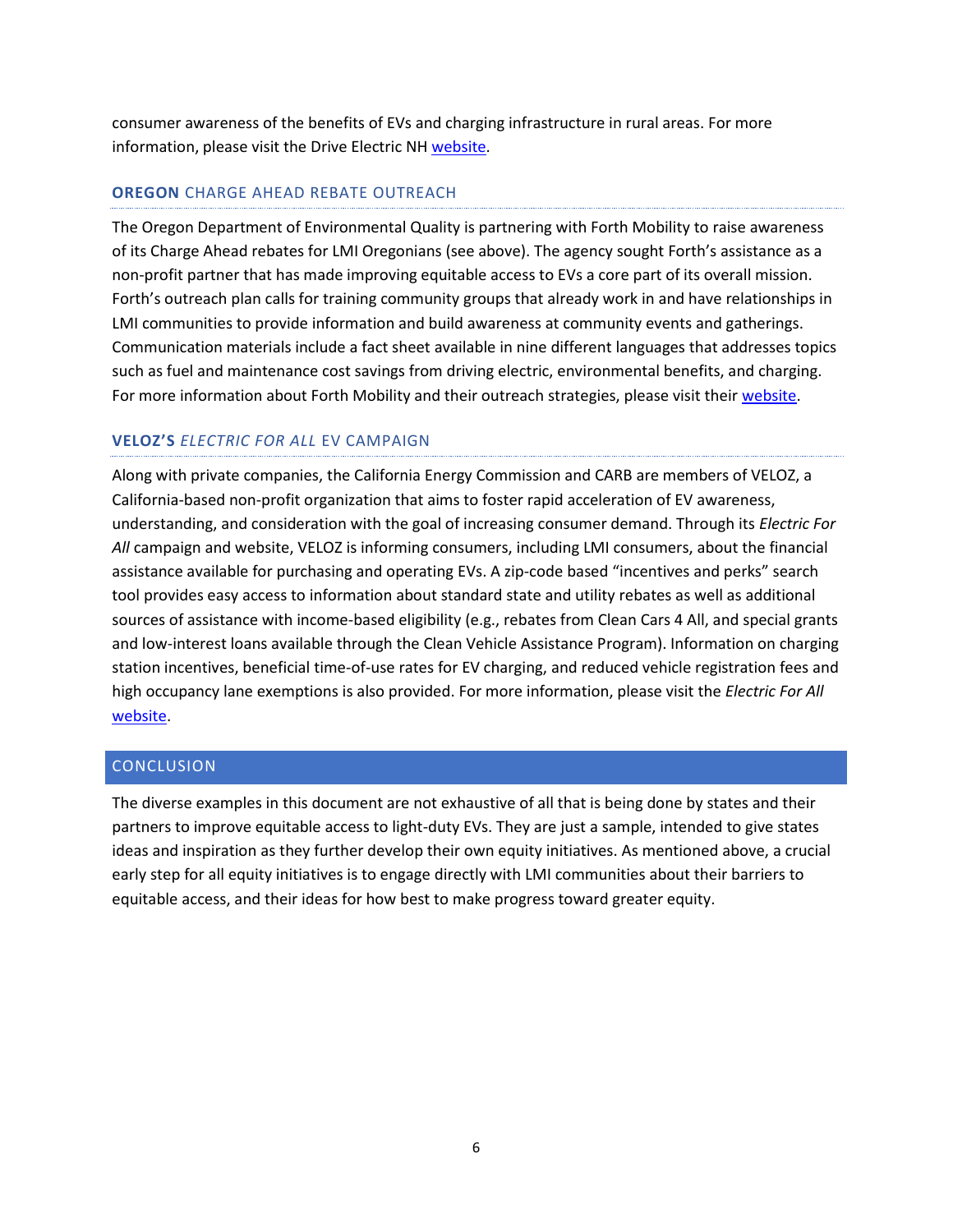consumer awareness of the benefits of EVs and charging infrastructure in rural areas. For more information, please visit the Drive Electric NH website.

### **OREGON** CHARGE AHEAD REBATE OUTREACH

The Oregon Department of Environmental Quality is partnering with Forth Mobility to raise awareness of its Charge Ahead rebates for LMI Oregonians (see above). The agency sought Forth's assistance as a non-profit partner that has made improving equitable access to EVs a core part of its overall mission. Forth's outreach plan calls for training community groups that already work in and have relationships in LMI communities to provide information and build awareness at community events and gatherings. Communication materials include a fact sheet available in nine different languages that addresses topics such as fuel and maintenance cost savings from driving electric, environmental benefits, and charging. For more information about Forth Mobility and their outreach strategies, please visit their website.

### **VELOZ'S** *ELECTRIC FOR ALL* EV CAMPAIGN

Along with private companies, the California Energy Commission and CARB are members of VELOZ, a California-based non-profit organization that aims to foster rapid acceleration of EV awareness, understanding, and consideration with the goal of increasing consumer demand. Through its *Electric For All* campaign and website, VELOZ is informing consumers, including LMI consumers, about the financial assistance available for purchasing and operating EVs. A zip-code based "incentives and perks" search tool provides easy access to information about standard state and utility rebates as well as additional sources of assistance with income-based eligibility (e.g., rebates from Clean Cars 4 All, and special grants and low-interest loans available through the Clean Vehicle Assistance Program). Information on charging station incentives, beneficial time-of-use rates for EV charging, and reduced vehicle registration fees and high occupancy lane exemptions is also provided. For more information, please visit the *Electric For All* website.

## CONCLUSION

The diverse examples in this document are not exhaustive of all that is being done by states and their partners to improve equitable access to light-duty EVs. They are just a sample, intended to give states ideas and inspiration as they further develop their own equity initiatives. As mentioned above, a crucial early step for all equity initiatives is to engage directly with LMI communities about their barriers to equitable access, and their ideas for how best to make progress toward greater equity.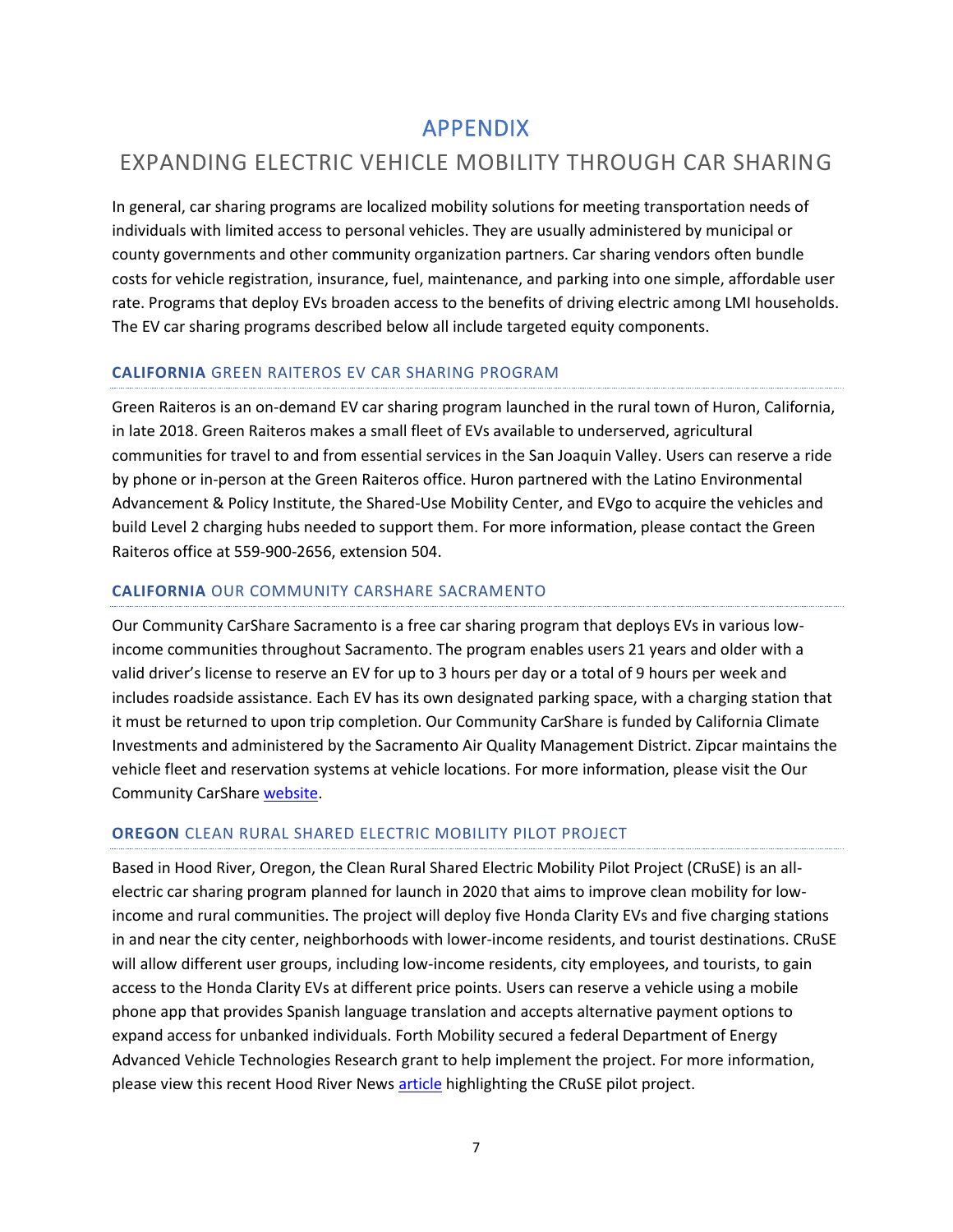# APPENDIX

## EXPANDING ELECTRIC VEHICLE MOBILITY THROUGH CAR SHARING

In general, car sharing programs are localized mobility solutions for meeting transportation needs of individuals with limited access to personal vehicles. They are usually administered by municipal or county governments and other community organization partners. Car sharing vendors often bundle costs for vehicle registration, insurance, fuel, maintenance, and parking into one simple, affordable user rate. Programs that deploy EVs broaden access to the benefits of driving electric among LMI households. The EV car sharing programs described below all include targeted equity components.

### **CALIFORNIA** GREEN RAITEROS EV CAR SHARING PROGRAM

Green Raiteros is an on-demand EV car sharing program launched in the rural town of Huron, California, in late 2018. Green Raiteros makes a small fleet of EVs available to underserved, agricultural communities for travel to and from essential services in the San Joaquin Valley. Users can reserve a ride by phone or in-person at the Green Raiteros office. Huron partnered with the Latino Environmental Advancement & Policy Institute, the Shared-Use Mobility Center, and EVgo to acquire the vehicles and build Level 2 charging hubs needed to support them. For more information, please contact the Green Raiteros office at 559-900-2656, extension 504.

### **CALIFORNIA** OUR COMMUNITY CARSHARE SACRAMENTO

Our Community CarShare Sacramento is a free car sharing program that deploys EVs in various low-income communities throughout Sacramento. The program enables users 21 years and older with a valid driver's license to reserve an EV for up to 3 hours per day or a total of 9 hours per week and includes roadside assistance. Each EV has its own designated parking space, with a charging station that it must be returned to upon trip completion. Our Community CarShare is funded by California Climate Investments and administered by the Sacramento Air Quality Management District. Zipcar maintains the vehicle fleet and reservation systems at vehicle locations. For more information, please visit the Our Community CarShare website.

### **OREGON** CLEAN RURAL SHARED ELECTRIC MOBILITY PILOT PROJECT

Based in Hood River, Oregon, the Clean Rural Shared Electric Mobility Pilot Project (CRuSE) is an all-electric car sharing program planned for launch in 2020 that aims to improve clean mobility for low-income and rural communities. The project will deploy five Honda Clarity EVs and five charging stations in and near the city center, neighborhoods with lower-income residents, and tourist destinations. CRuSE will allow different user groups, including low-income residents, city employees, and tourists, to gain access to the Honda Clarity EVs at different price points. Users can reserve a vehicle using a mobile phone app that provides Spanish language translation and accepts alternative payment options to expand access for unbanked individuals. Forth Mobility secured a federal Department of Energy Advanced Vehicle Technologies Research grant to help implement the project. For more information, please view this recent Hood River News article highlighting the CRuSE pilot project.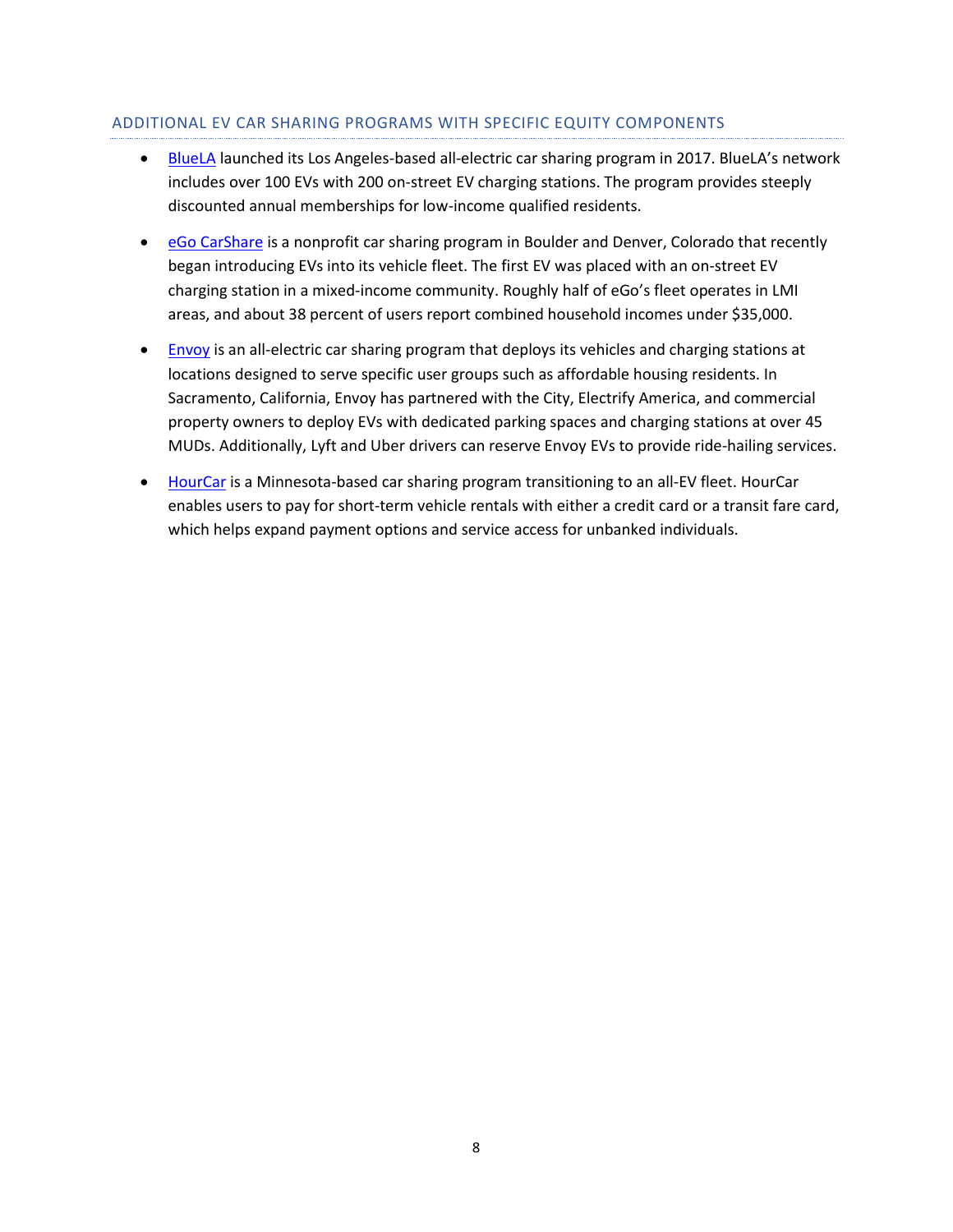## ADDITIONAL EV CAR SHARING PROGRAMS WITH SPECIFIC EQUITY COMPONENTS

- BlueLA launched its Los Angeles-based all-electric car sharing program in 2017. BlueLA's network includes over 100 EVs with 200 on-street EV charging stations. The program provides steeply discounted annual memberships for low-income qualified residents.
- eGo CarShare is a nonprofit car sharing program in Boulder and Denver, Colorado that recently began introducing EVs into its vehicle fleet. The first EV was placed with an on-street EV charging station in a mixed-income community. Roughly half of eGo's fleet operates in LMI areas, and about 38 percent of users report combined household incomes under $35,000.
- Envoy is an all-electric car sharing program that deploys its vehicles and charging stations at locations designed to serve specific user groups such as affordable housing residents. In Sacramento, California, Envoy has partnered with the City, Electrify America, and commercial property owners to deploy EVs with dedicated parking spaces and charging stations at over 45 MUDs. Additionally, Lyft and Uber drivers can reserve Envoy EVs to provide ride-hailing services.
- HourCar is a Minnesota-based car sharing program transitioning to an all-EV fleet. HourCar enables users to pay for short-term vehicle rentals with either a credit card or a transit fare card, which helps expand payment options and service access for unbanked individuals.